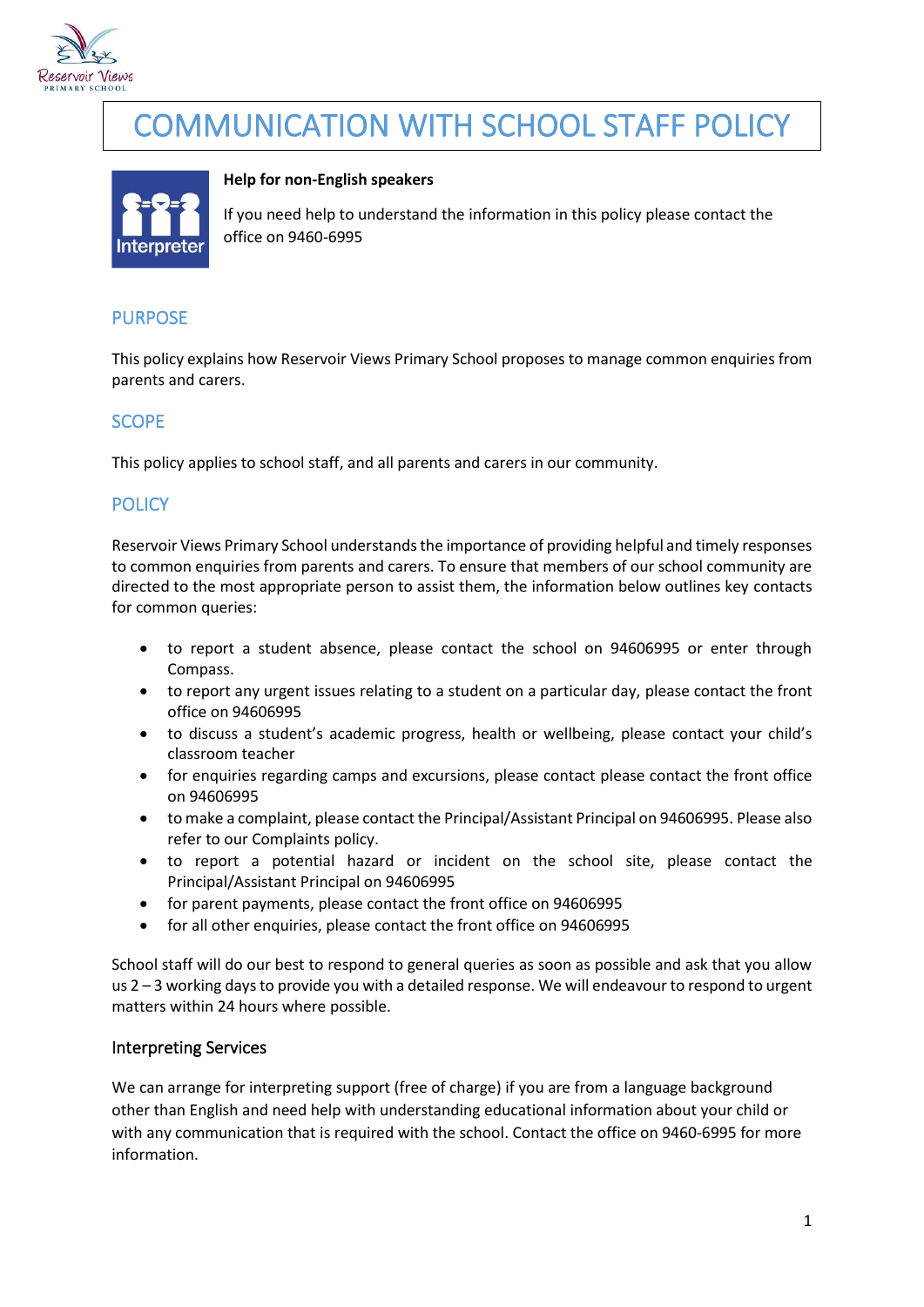# COMMUNICATION WITH SCHOOL STAFF POLICY

**Help for non-English speakers**

If you need help to understand the information in this policy please contact the office on 9460-6995

## PURPOSE

This policy explains how Reservoir Views Primary School proposes to manage common enquiries from parents and carers.

## SCOPE

This policy applies to school staff, and all parents and carers in our community.

## POLICY

Reservoir Views Primary School understands the importance of providing helpful and timely responses to common enquiries from parents and carers. To ensure that members of our school community are directed to the most appropriate person to assist them, the information below outlines key contacts for common queries:

- to report a student absence, please contact the school on 94606995 or enter through Compass.
- to report any urgent issues relating to a student on a particular day, please contact the front office on 94606995
- to discuss a student's academic progress, health or wellbeing, please contact your child's classroom teacher
- for enquiries regarding camps and excursions, please contact please contact the front office on 94606995
- to make a complaint, please contact the Principal/Assistant Principal on 94606995. Please also refer to our Complaints policy.
- to report a potential hazard or incident on the school site, please contact the Principal/Assistant Principal on 94606995
- for parent payments, please contact the front office on 94606995
- for all other enquiries, please contact the front office on 94606995

School staff will do our best to respond to general queries as soon as possible and ask that you allow us 2 – 3 working days to provide you with a detailed response. We will endeavour to respond to urgent matters within 24 hours where possible.

### Interpreting Services

We can arrange for interpreting support (free of charge) if you are from a language background other than English and need help with understanding educational information about your child or with any communication that is required with the school. Contact the office on 9460-6995 for more information.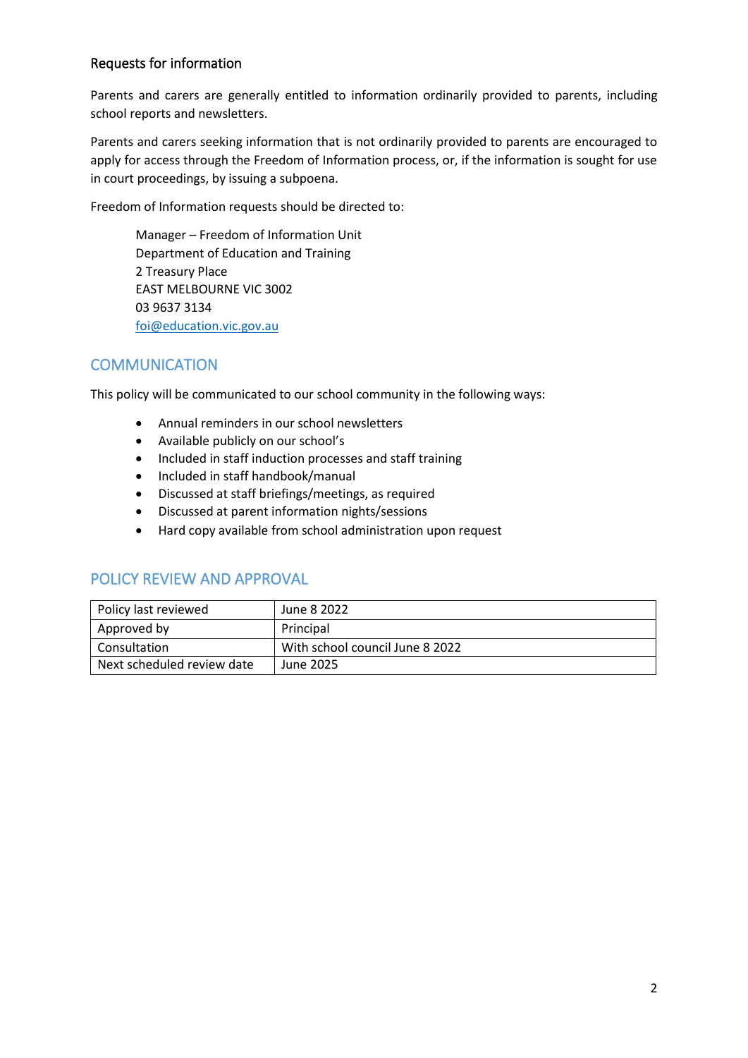### Requests for information

Parents and carers are generally entitled to information ordinarily provided to parents, including school reports and newsletters.

Parents and carers seeking information that is not ordinarily provided to parents are encouraged to apply for access through the Freedom of Information process, or, if the information is sought for use in court proceedings, by issuing a subpoena.

Freedom of Information requests should be directed to:

> Manager – Freedom of Information Unit
> Department of Education and Training
> 2 Treasury Place
> EAST MELBOURNE VIC 3002
> 03 9637 3134
> foi@education.vic.gov.au

## COMMUNICATION

This policy will be communicated to our school community in the following ways:

- Annual reminders in our school newsletters
- Available publicly on our school's
- Included in staff induction processes and staff training
- Included in staff handbook/manual
- Discussed at staff briefings/meetings, as required
- Discussed at parent information nights/sessions
- Hard copy available from school administration upon request

## POLICY REVIEW AND APPROVAL

| | |
|---|---|
| Policy last reviewed | June 8 2022 |
| Approved by | Principal |
| Consultation | With school council June 8 2022 |
| Next scheduled review date | June 2025 |